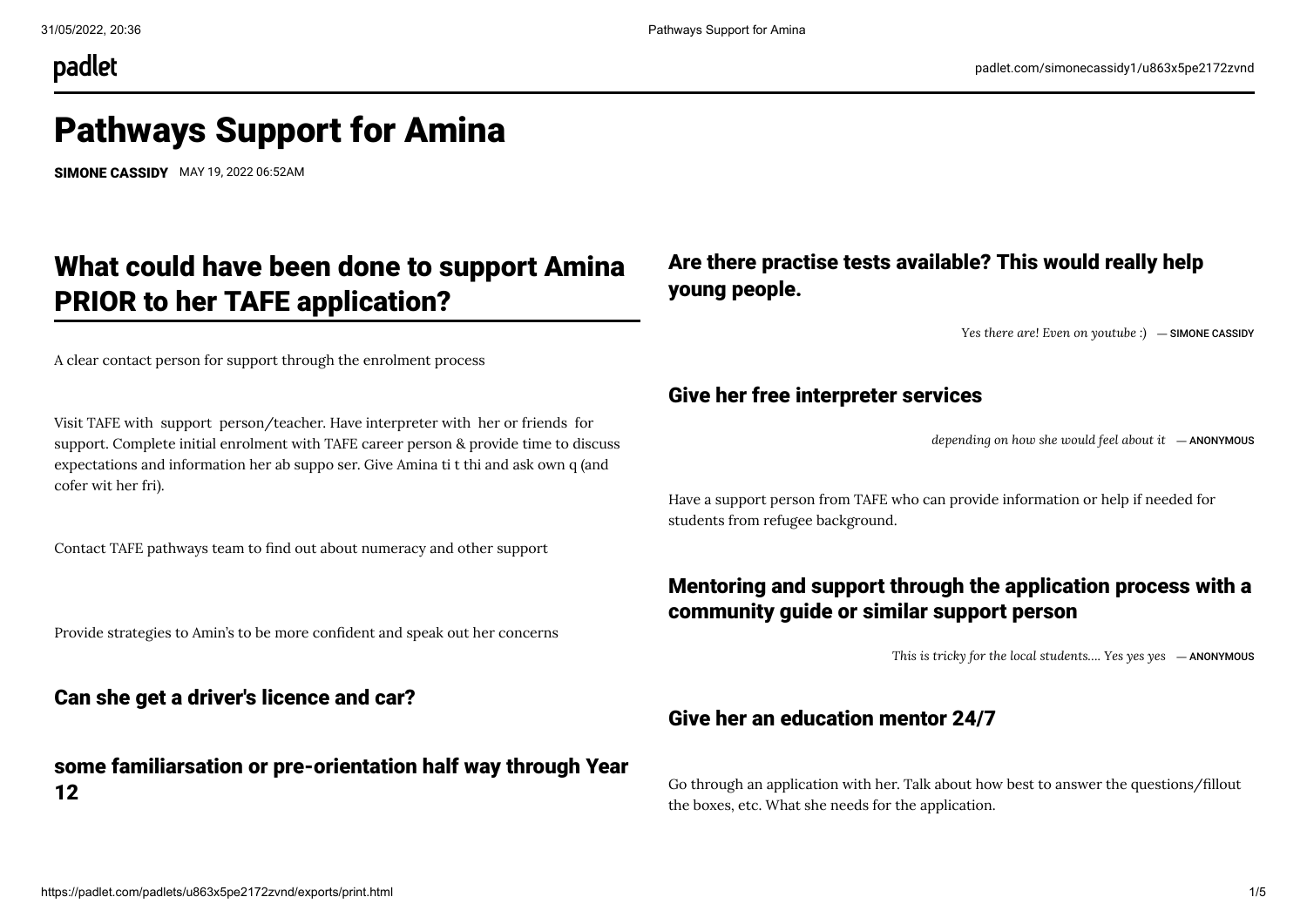# Pathways Support for Amina

**SIMONE CASSIDY** MAY 19, 2022 06:52AM

## What could have been done to support Amina PRIOR to her TAFE application?

A clear contact person for support through the enrolment process

Visit TAFE with support person/teacher. Have interpreter with her or friends for support. Complete initial enrolment with TAFE career person & provide time to discuss expectations and information her ab suppo ser. Give Amina ti t thi and ask own q (and cofer wit her fri).

Contact TAFE pathways team to find out about numeracy and other support

Provide strategies to Amin's to be more confident and speak out her concerns

### Can she get a driver's licence and car?

### some familiarsation or pre-orientation half way through Year 12

### Are there practise tests available? This would really help young people.

*Yes there are! Even on youtube :)* — SIMONE CASSIDY

### Give her free interpreter services

*depending on how she would feel about it* — ANONYMOUS

Have a support person from TAFE who can provide information or help if needed for students from refugee background.

### Mentoring and support through the application process with a community guide or similar support person

*This is tricky for the local students.... Yes yes yes* — ANONYMOUS

### Give her an education mentor 24/7

Go through an application with her. Talk about how best to answer the questions/fillout the boxes, etc. What she needs for the application.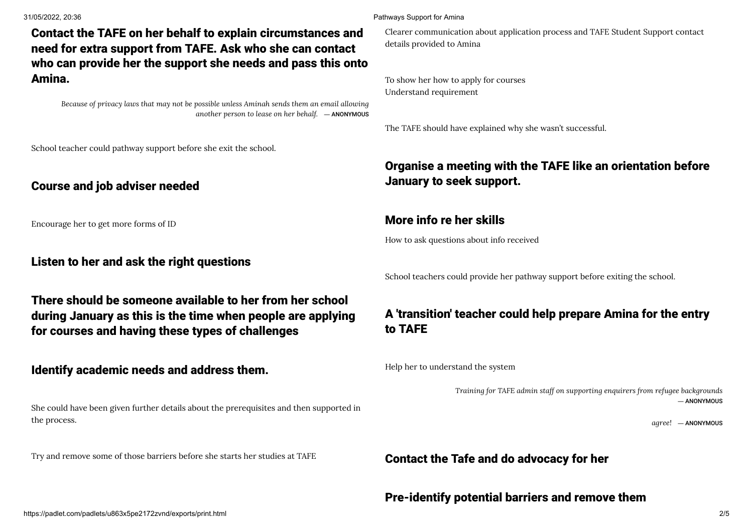## Contact the TAFE on her behalf to explain circumstances and need for extra support from TAFE. Ask who she can contact who can provide her the support she needs and pass this onto Amina.

*Because of privacy laws that may not be possible unless Aminah sends them an email allowing another person to lease on her behalf.* — ANONYMOUS

School teacher could pathway support before she exit the school.

## Course and job adviser needed

Encourage her to get more forms of ID

## Listen to her and ask the right questions

## There should be someone available to her from her school during January as this is the time when people are applying for courses and having these types of challenges

## Identify academic needs and address them.

She could have been given further details about the prerequisites and then supported in the process.

Try and remove some of those barriers before she starts her studies at TAFE

Clearer communication about application process and TAFE Student Support contact details provided to Amina

To show her how to apply for courses
Understand requirement

The TAFE should have explained why she wasn't successful.

## Organise a meeting with the TAFE like an orientation before January to seek support.

## More info re her skills

How to ask questions about info received

School teachers could provide her pathway support before exiting the school.

## A 'transition' teacher could help prepare Amina for the entry to TAFE

Help her to understand the system

*Training for TAFE admin staff on supporting enquirers from refugee backgrounds* — ANONYMOUS

*agree!* — ANONYMOUS

## Contact the Tafe and do advocacy for her

## Pre-identify potential barriers and remove them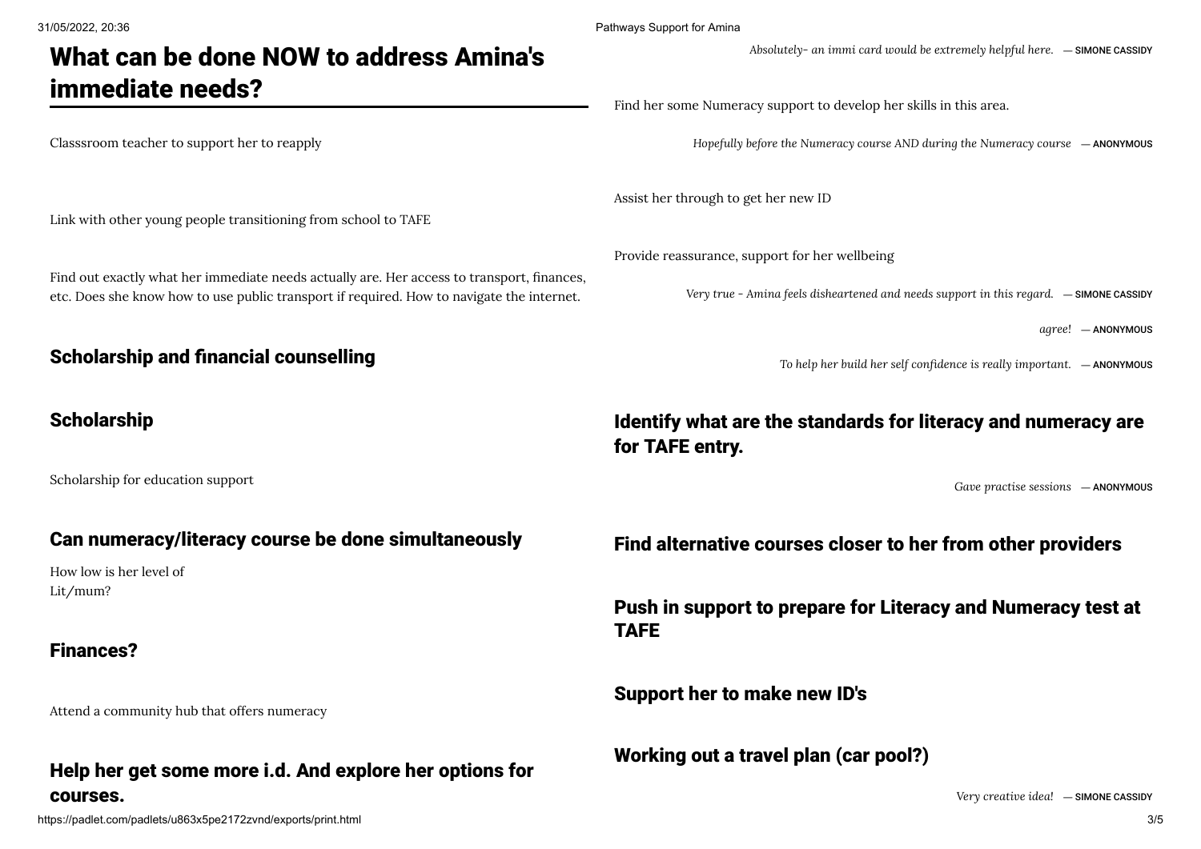# What can be done NOW to address Amina's immediate needs?

Classsroom teacher to support her to reapply

Link with other young people transitioning from school to TAFE

Find out exactly what her immediate needs actually are. Her access to transport, finances, etc. Does she know how to use public transport if required. How to navigate the internet.

## Scholarship and financial counselling

## Scholarship

Scholarship for education support

## Can numeracy/literacy course be done simultaneously

How low is her level of Lit/mum?

## Finances?

Attend a community hub that offers numeracy

## Help her get some more i.d. And explore her options for courses.

*Absolutely- an immi card would be extremely helpful here.* — SIMONE CASSIDY

Find her some Numeracy support to develop her skills in this area.

*Hopefully before the Numeracy course AND during the Numeracy course* — ANONYMOUS

Assist her through to get her new ID

Provide reassurance, support for her wellbeing

*Very true - Amina feels disheartened and needs support in this regard.* — SIMONE CASSIDY

*agree!* — ANONYMOUS

*To help her build her self confidence is really important.* — ANONYMOUS

## Identify what are the standards for literacy and numeracy are for TAFE entry.

*Gave practise sessions* — ANONYMOUS

## Find alternative courses closer to her from other providers

## Push in support to prepare for Literacy and Numeracy test at TAFE

## Support her to make new ID's

## Working out a travel plan (car pool?)

*Very creative idea!* — SIMONE CASSIDY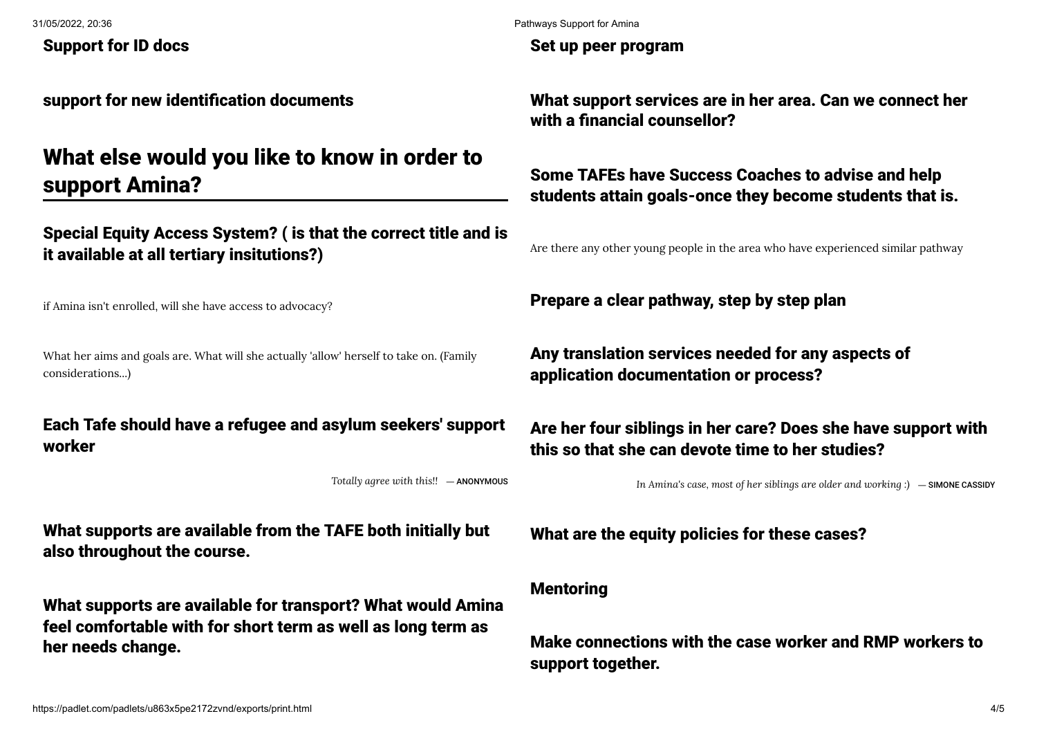**Support for ID docs**

**support for new identification documents**

## What else would you like to know in order to support Amina?

**Special Equity Access System? ( is that the correct title and is it available at all tertiary insitutions?)**

if Amina isn't enrolled, will she have access to advocacy?

What her aims and goals are. What will she actually 'allow' herself to take on. (Family considerations...)

**Each Tafe should have a refugee and asylum seekers' support worker**

*Totally agree with this!!* — ANONYMOUS

**What supports are available from the TAFE both initially but also throughout the course.**

**What supports are available for transport? What would Amina feel comfortable with for short term as well as long term as her needs change.**

**Set up peer program**

**What support services are in her area. Can we connect her with a financial counsellor?**

**Some TAFEs have Success Coaches to advise and help students attain goals-once they become students that is.**

Are there any other young people in the area who have experienced similar pathway

**Prepare a clear pathway, step by step plan**

**Any translation services needed for any aspects of application documentation or process?**

**Are her four siblings in her care? Does she have support with this so that she can devote time to her studies?**

*In Amina's case, most of her siblings are older and working :)* — SIMONE CASSIDY

**What are the equity policies for these cases?**

**Mentoring**

**Make connections with the case worker and RMP workers to support together.**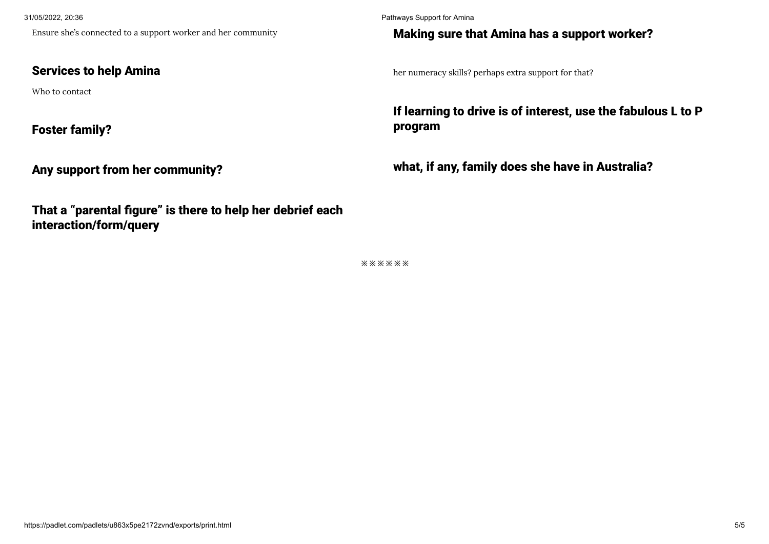Ensure she's connected to a support worker and her community

## Services to help Amina

Who to contact

## Foster family?

## Any support from her community?

## That a "parental figure" is there to help her debrief each interaction/form/query

## Making sure that Amina has a support worker?

her numeracy skills? perhaps extra support for that?

## If learning to drive is of interest, use the fabulous L to P program

## what, if any, family does she have in Australia?

※※※※※※